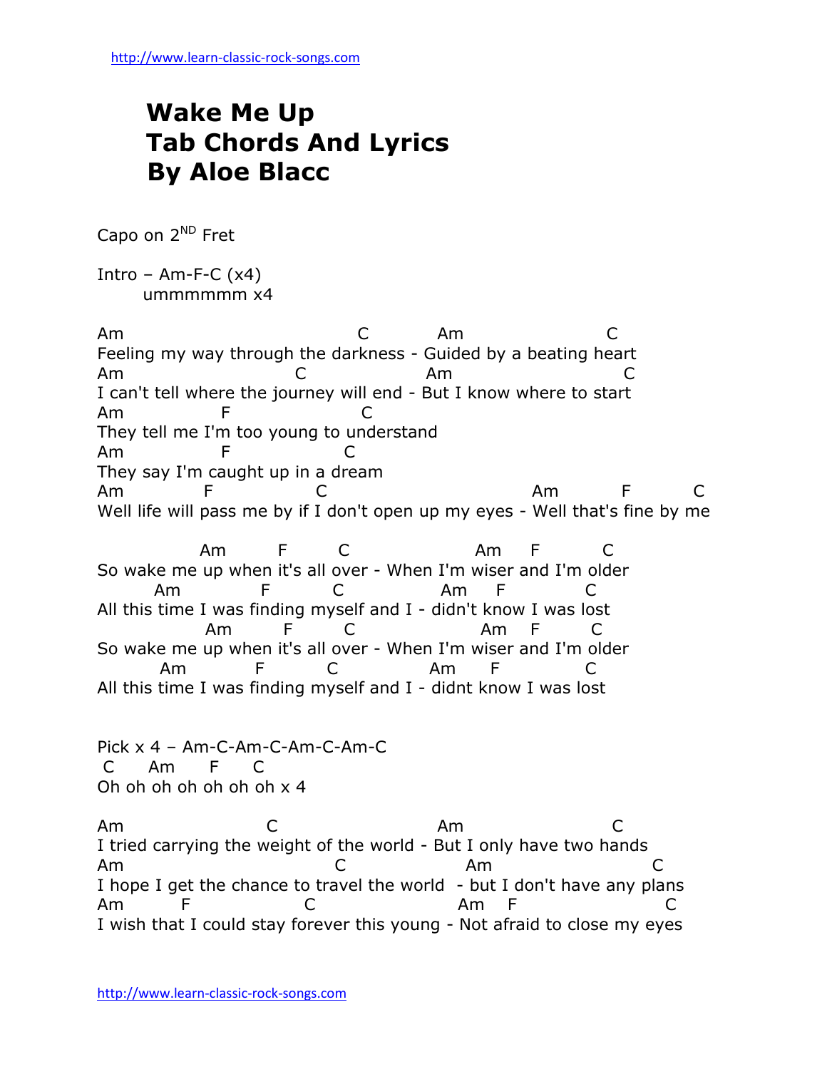# Wake Me Up
# Tab Chords And Lyrics
# By Aloe Blacc

Capo on 2ND Fret

Intro – Am-F-C (x4)
ummmmmm x4

```
Am                              C          Am                    C
Feeling my way through the darkness - Guided by a beating heart
Am                    C                Am                      C
I can't tell where the journey will end - But I know where to start
Am            F                  C
They tell me I'm too young to understand
Am            F                C
They say I'm caught up in a dream
Am           F              C                            Am          F         C
Well life will pass me by if I don't open up my eyes - Well that's fine by me

             Am        F        C                 Am     F         C
So wake me up when it's all over - When I'm wiser and I'm older
       Am            F          C             Am     F            C
All this time I was finding myself and I - didn't know I was lost
              Am        F        C                 Am     F        C
So wake me up when it's all over - When I'm wiser and I'm older
        Am           F          C            Am      F            C
All this time I was finding myself and I - didnt know I was lost
```

Pick x 4 – Am-C-Am-C-Am-C-Am-C

```
 C     Am     F     C
Oh oh oh oh oh oh oh x 4
```

```
Am                   C                        Am                    C
I tried carrying the weight of the world - But I only have two hands
Am                            C               Am                         C
I hope I get the chance to travel the world  - but I don't have any plans
Am          F               C                     Am    F                    C
I wish that I could stay forever this young - Not afraid to close my eyes
```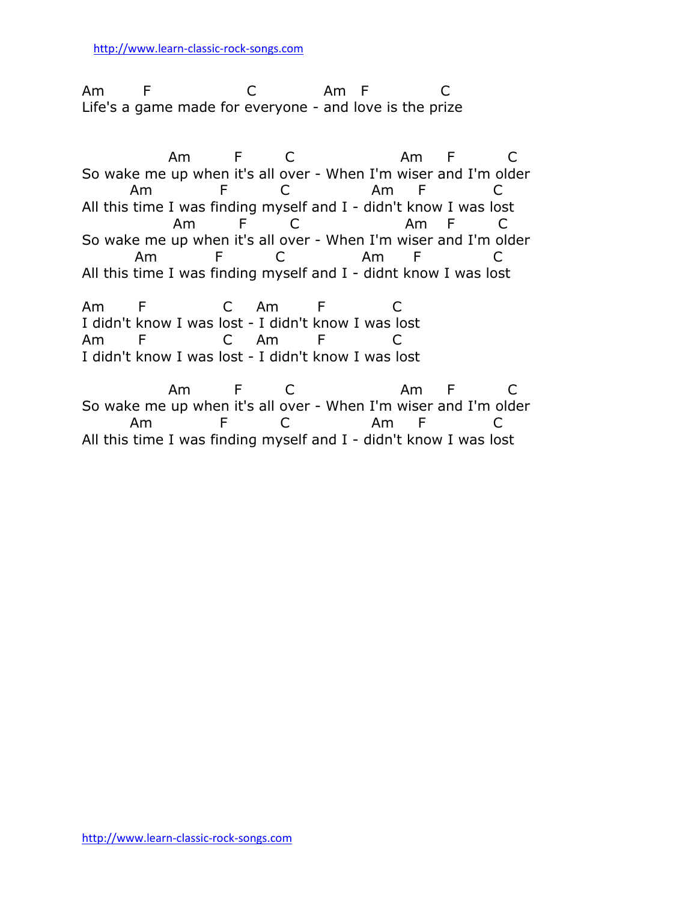```
Am       F                    C              Am   F              C
Life's a game made for everyone - and love is the prize


                 Am         F        C                     Am     F          C
So wake me up when it's all over - When I'm wiser and I'm older
         Am              F          C                Am     F              C
All this time I was finding myself and I - didn't know I was lost
                  Am         F        C                    Am     F         C
So wake me up when it's all over - When I'm wiser and I'm older
           Am             F           C               Am      F              C
All this time I was finding myself and I - didnt know I was lost

Am       F               C     Am        F            C
I didn't know I was lost - I didn't know I was lost
Am       F               C     Am        F            C
I didn't know I was lost - I didn't know I was lost

                 Am         F        C                     Am     F          C
So wake me up when it's all over - When I'm wiser and I'm older
         Am              F          C                Am     F              C
All this time I was finding myself and I - didn't know I was lost
```